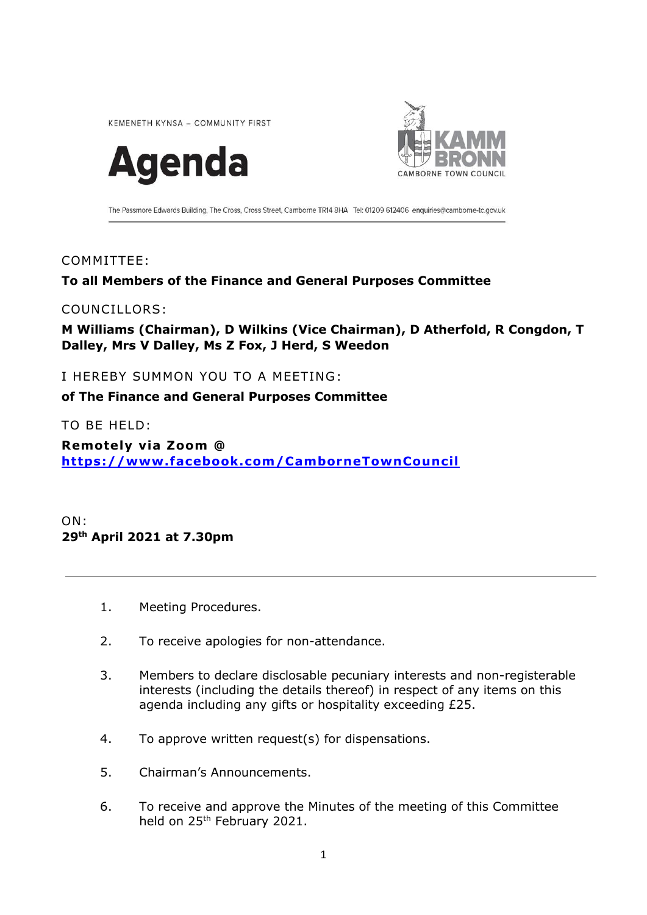KEMENETH KYNSA – COMMUNITY FIRST

# Agenda

KAMM BRONN
CAMBORNE TOWN COUNCIL

The Passmore Edwards Building, The Cross, Cross Street, Camborne TR14 8HA Tel: 01209 612406 enquiries@camborne-tc.gov.uk

---

COMMITTEE:

**To all Members of the Finance and General Purposes Committee**

COUNCILLORS:

**M Williams (Chairman), D Wilkins (Vice Chairman), D Atherfold, R Congdon, T Dalley, Mrs V Dalley, Ms Z Fox, J Herd, S Weedon**

I HEREBY SUMMON YOU TO A MEETING:

**of The Finance and General Purposes Committee**

TO BE HELD:

**Remotely via Zoom @ https://www.facebook.com/CamborneTownCouncil**

ON:

**29th April 2021 at 7.30pm**

---

1. Meeting Procedures.

2. To receive apologies for non-attendance.

3. Members to declare disclosable pecuniary interests and non-registerable interests (including the details thereof) in respect of any items on this agenda including any gifts or hospitality exceeding £25.

4. To approve written request(s) for dispensations.

5. Chairman's Announcements.

6. To receive and approve the Minutes of the meeting of this Committee held on 25th February 2021.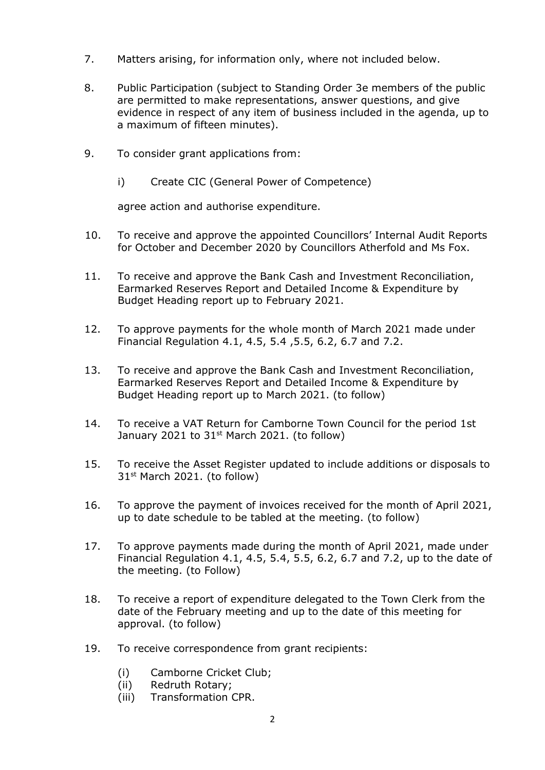7. Matters arising, for information only, where not included below.

8. Public Participation (subject to Standing Order 3e members of the public are permitted to make representations, answer questions, and give evidence in respect of any item of business included in the agenda, up to a maximum of fifteen minutes).

9. To consider grant applications from:

   i) Create CIC (General Power of Competence)

   agree action and authorise expenditure.

10. To receive and approve the appointed Councillors' Internal Audit Reports for October and December 2020 by Councillors Atherfold and Ms Fox.

11. To receive and approve the Bank Cash and Investment Reconciliation, Earmarked Reserves Report and Detailed Income & Expenditure by Budget Heading report up to February 2021.

12. To approve payments for the whole month of March 2021 made under Financial Regulation 4.1, 4.5, 5.4 ,5.5, 6.2, 6.7 and 7.2.

13. To receive and approve the Bank Cash and Investment Reconciliation, Earmarked Reserves Report and Detailed Income & Expenditure by Budget Heading report up to March 2021. (to follow)

14. To receive a VAT Return for Camborne Town Council for the period 1st January 2021 to 31st March 2021. (to follow)

15. To receive the Asset Register updated to include additions or disposals to 31st March 2021. (to follow)

16. To approve the payment of invoices received for the month of April 2021, up to date schedule to be tabled at the meeting. (to follow)

17. To approve payments made during the month of April 2021, made under Financial Regulation 4.1, 4.5, 5.4, 5.5, 6.2, 6.7 and 7.2, up to the date of the meeting. (to Follow)

18. To receive a report of expenditure delegated to the Town Clerk from the date of the February meeting and up to the date of this meeting for approval. (to follow)

19. To receive correspondence from grant recipients:

    (i) Camborne Cricket Club;
    (ii) Redruth Rotary;
    (iii) Transformation CPR.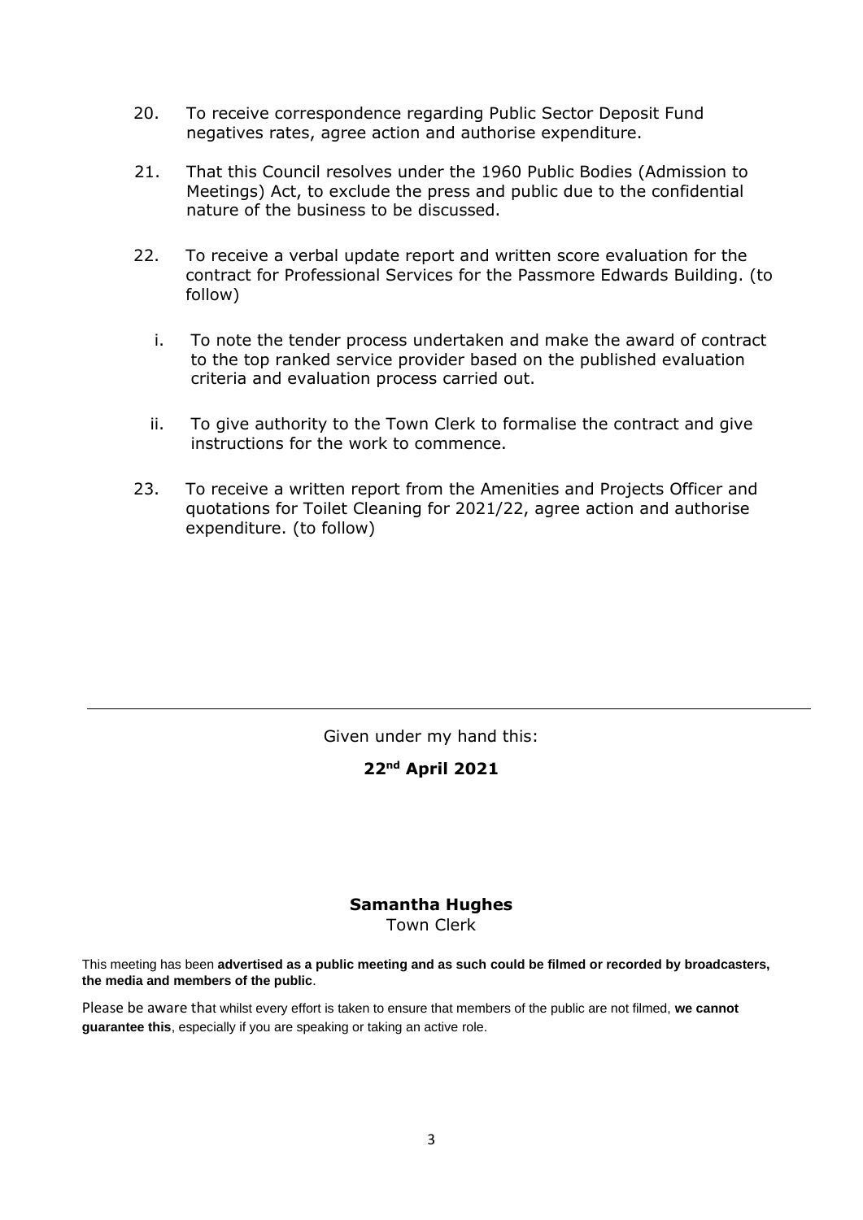20. To receive correspondence regarding Public Sector Deposit Fund negatives rates, agree action and authorise expenditure.

21. That this Council resolves under the 1960 Public Bodies (Admission to Meetings) Act, to exclude the press and public due to the confidential nature of the business to be discussed.

22. To receive a verbal update report and written score evaluation for the contract for Professional Services for the Passmore Edwards Building. (to follow)

    i. To note the tender process undertaken and make the award of contract to the top ranked service provider based on the published evaluation criteria and evaluation process carried out.

    ii. To give authority to the Town Clerk to formalise the contract and give instructions for the work to commence.

23. To receive a written report from the Amenities and Projects Officer and quotations for Toilet Cleaning for 2021/22, agree action and authorise expenditure. (to follow)

---

Given under my hand this:

**22nd April 2021**

**Samantha Hughes**
Town Clerk

This meeting has been **advertised as a public meeting and as such could be filmed or recorded by broadcasters, the media and members of the public**.

Please be aware that whilst every effort is taken to ensure that members of the public are not filmed, **we cannot guarantee this**, especially if you are speaking or taking an active role.